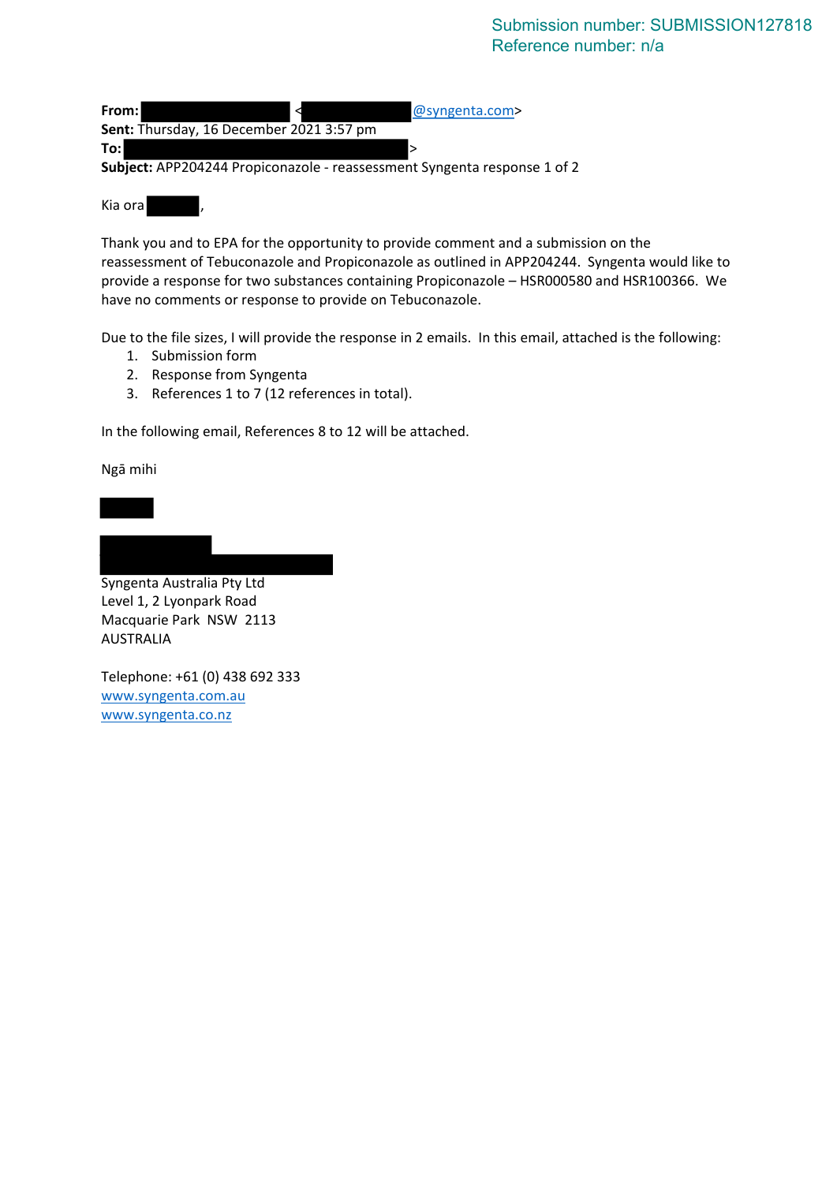Submission number: SUBMISSION127818
Reference number: n/a

**From:** <@syngenta.com>
**Sent:** Thursday, 16 December 2021 3:57 pm
**To:** >
**Subject:** APP204244 Propiconazole - reassessment Syngenta response 1 of 2

Kia ora ,

Thank you and to EPA for the opportunity to provide comment and a submission on the reassessment of Tebuconazole and Propiconazole as outlined in APP204244. Syngenta would like to provide a response for two substances containing Propiconazole – HSR000580 and HSR100366. We have no comments or response to provide on Tebuconazole.

Due to the file sizes, I will provide the response in 2 emails. In this email, attached is the following:

1. Submission form
2. Response from Syngenta
3. References 1 to 7 (12 references in total).

In the following email, References 8 to 12 will be attached.

Ngā mihi

Syngenta Australia Pty Ltd
Level 1, 2 Lyonpark Road
Macquarie Park NSW 2113
AUSTRALIA

Telephone: +61 (0) 438 692 333
www.syngenta.com.au
www.syngenta.co.nz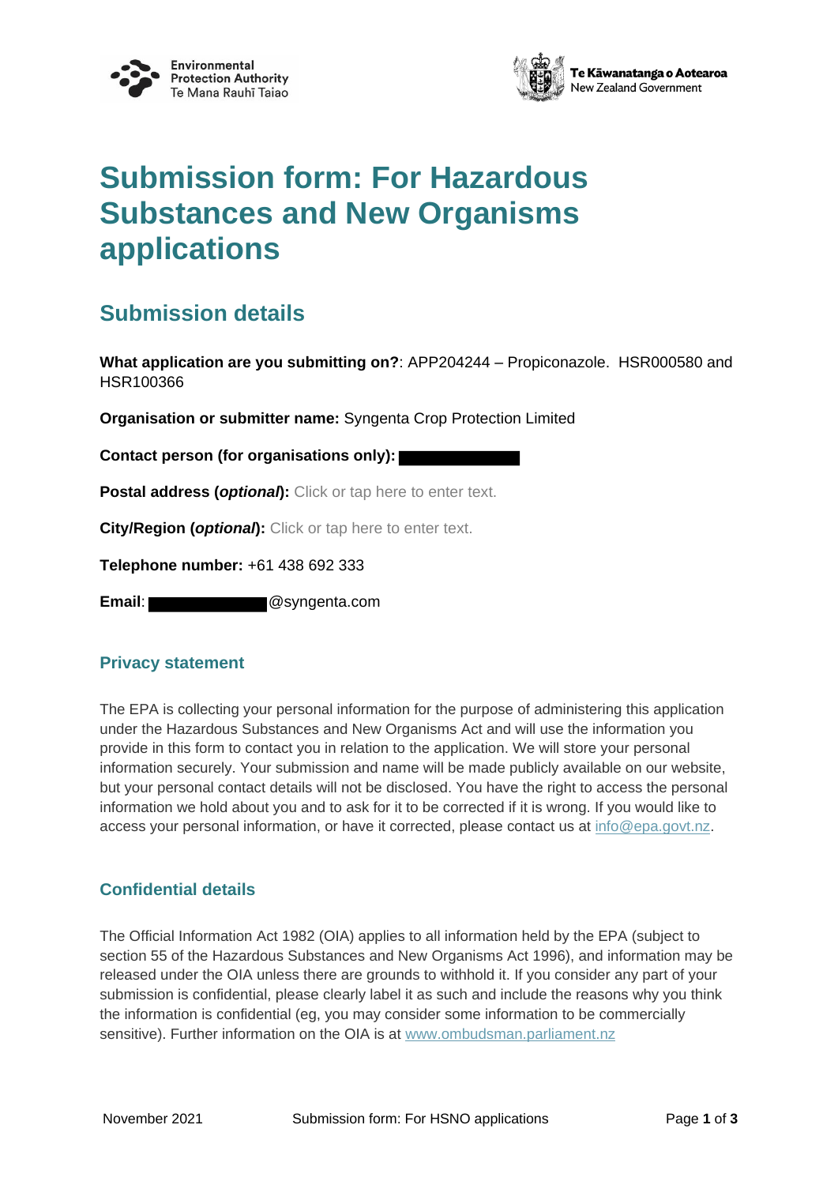# Submission form: For Hazardous Substances and New Organisms applications

## Submission details

**What application are you submitting on?**: APP204244 – Propiconazole. HSR000580 and HSR100366

**Organisation or submitter name:** Syngenta Crop Protection Limited

**Contact person (for organisations only):** ██████████

**Postal address (*optional*):** Click or tap here to enter text.

**City/Region (*optional*):** Click or tap here to enter text.

**Telephone number:** +61 438 692 333

**Email**: ██████████@syngenta.com

### Privacy statement

The EPA is collecting your personal information for the purpose of administering this application under the Hazardous Substances and New Organisms Act and will use the information you provide in this form to contact you in relation to the application. We will store your personal information securely. Your submission and name will be made publicly available on our website, but your personal contact details will not be disclosed. You have the right to access the personal information we hold about you and to ask for it to be corrected if it is wrong. If you would like to access your personal information, or have it corrected, please contact us at info@epa.govt.nz.

### Confidential details

The Official Information Act 1982 (OIA) applies to all information held by the EPA (subject to section 55 of the Hazardous Substances and New Organisms Act 1996), and information may be released under the OIA unless there are grounds to withhold it. If you consider any part of your submission is confidential, please clearly label it as such and include the reasons why you think the information is confidential (eg, you may consider some information to be commercially sensitive). Further information on the OIA is at www.ombudsman.parliament.nz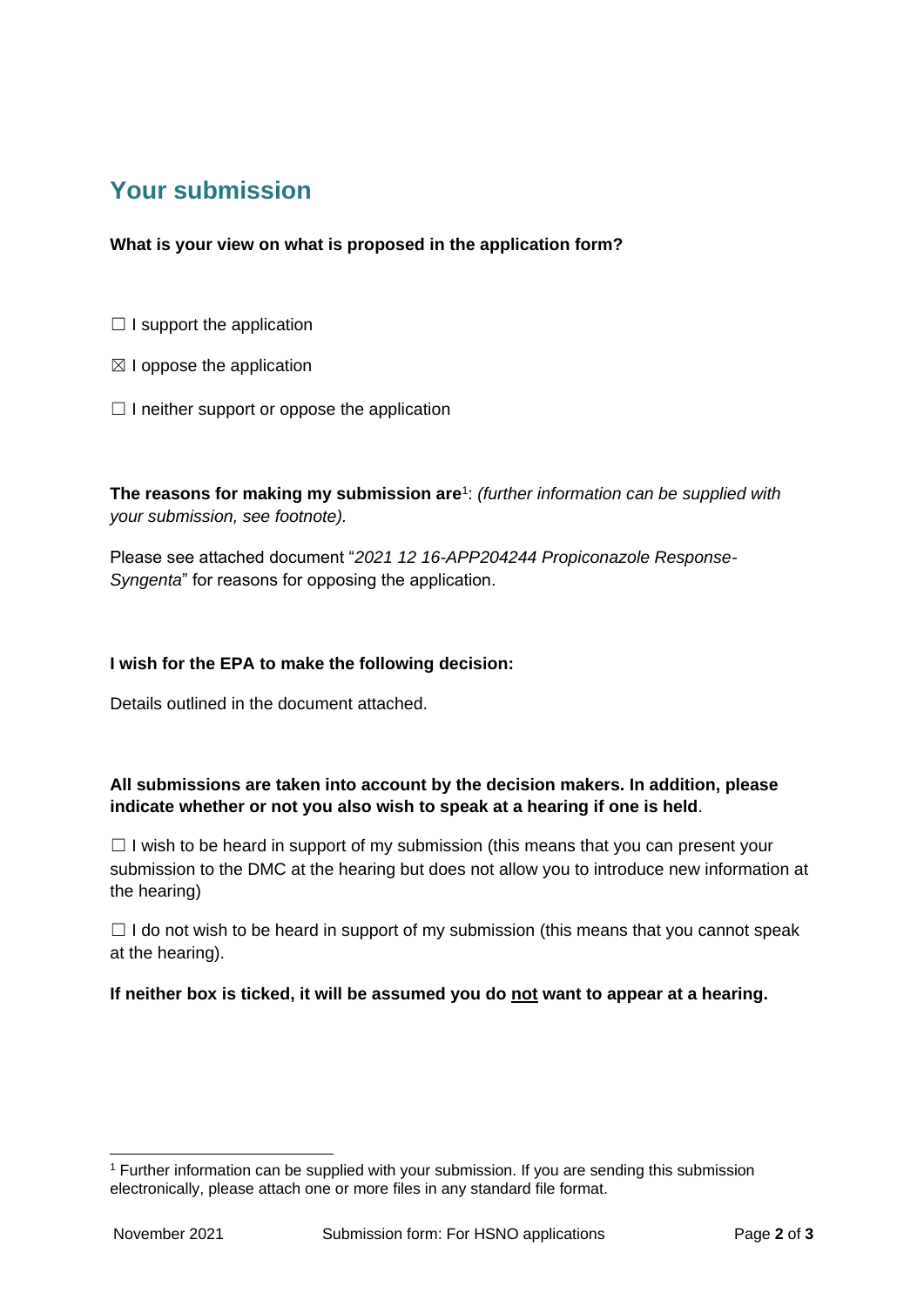## Your submission

**What is your view on what is proposed in the application form?**

☐ I support the application

☒ I oppose the application

☐ I neither support or oppose the application

**The reasons for making my submission are**[1]: *(further information can be supplied with your submission, see footnote).*

Please see attached document "*2021 12 16-APP204244 Propiconazole Response-Syngenta*" for reasons for opposing the application.

**I wish for the EPA to make the following decision:**

Details outlined in the document attached.

**All submissions are taken into account by the decision makers. In addition, please indicate whether or not you also wish to speak at a hearing if one is held**.

☐ I wish to be heard in support of my submission (this means that you can present your submission to the DMC at the hearing but does not allow you to introduce new information at the hearing)

☐ I do not wish to be heard in support of my submission (this means that you cannot speak at the hearing).

**If neither box is ticked, it will be assumed you do <u>not</u> want to appear at a hearing.**

[1] Further information can be supplied with your submission. If you are sending this submission electronically, please attach one or more files in any standard file format.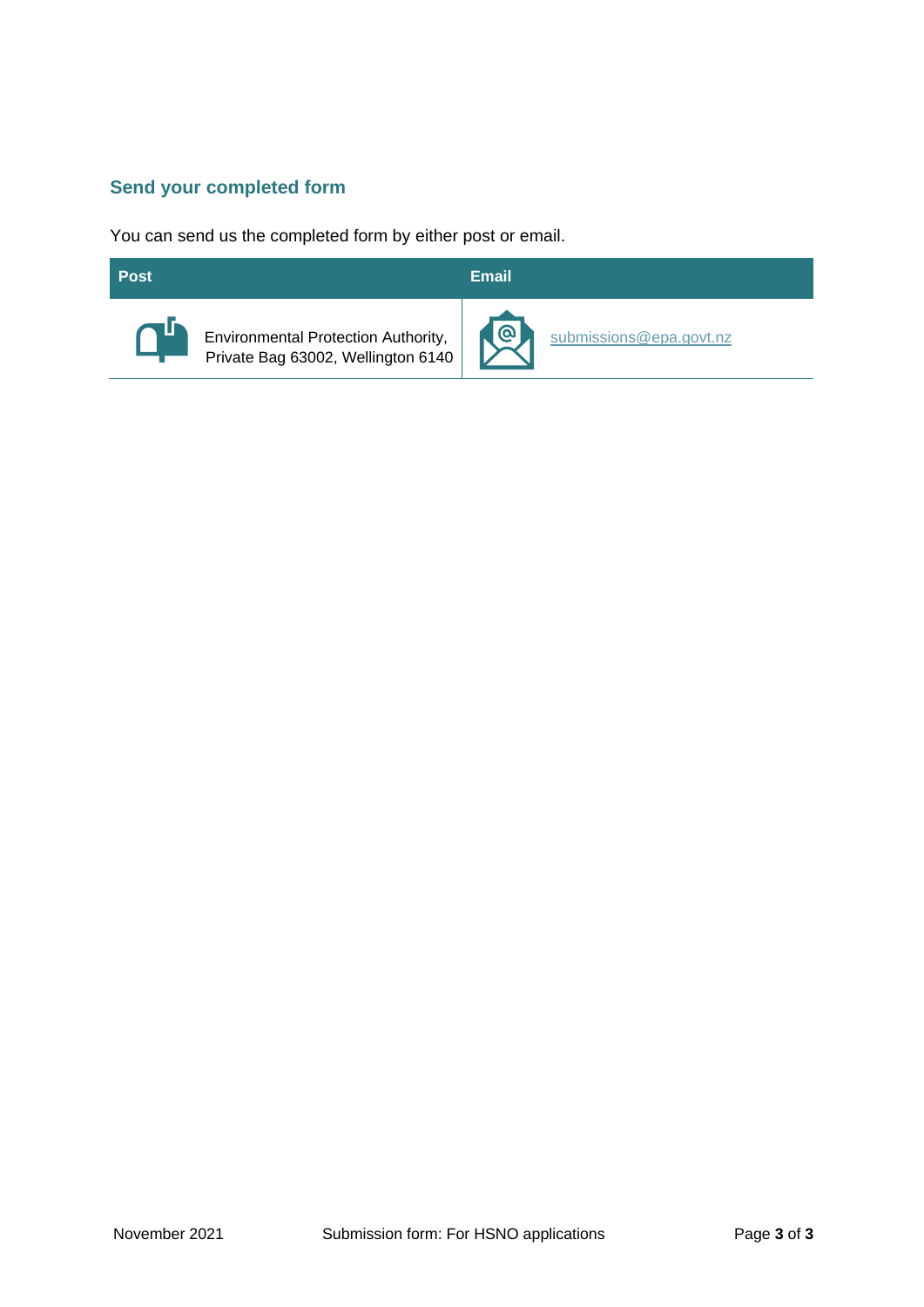## Send your completed form

You can send us the completed form by either post or email.

| Post | Email |
|---|---|
| Environmental Protection Authority, Private Bag 63002, Wellington 6140 | submissions@epa.govt.nz |